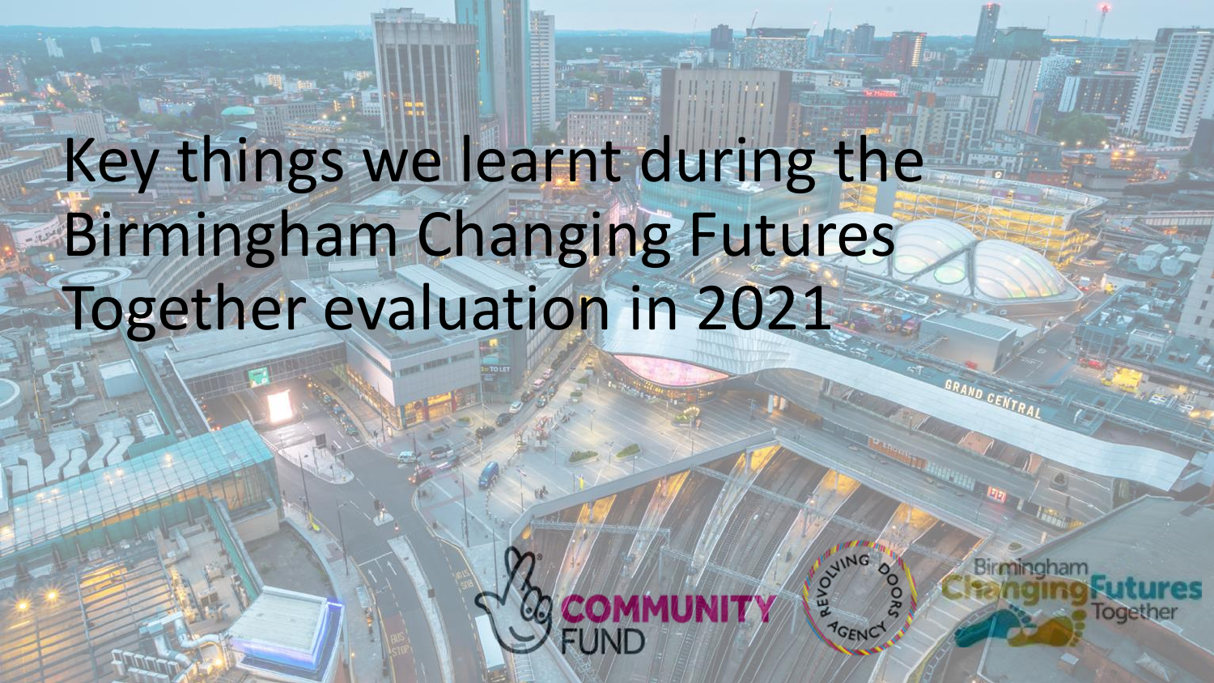# Key things we learnt during the Birmingham Changing Futures Together evaluation in 2021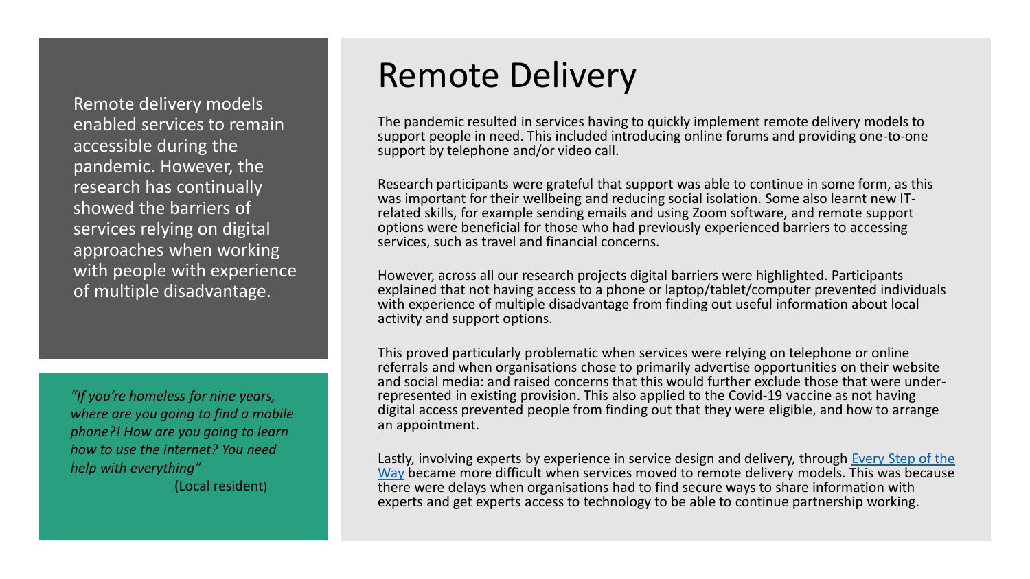# Remote Delivery

Remote delivery models enabled services to remain accessible during the pandemic. However, the research has continually showed the barriers of services relying on digital approaches when working with people with experience of multiple disadvantage.

*"If you're homeless for nine years, where are you going to find a mobile phone?! How are you going to learn how to use the internet? You need help with everything"*
(Local resident)

The pandemic resulted in services having to quickly implement remote delivery models to support people in need. This included introducing online forums and providing one-to-one support by telephone and/or video call.

Research participants were grateful that support was able to continue in some form, as this was important for their wellbeing and reducing social isolation. Some also learnt new IT-related skills, for example sending emails and using Zoom software, and remote support options were beneficial for those who had previously experienced barriers to accessing services, such as travel and financial concerns.

However, across all our research projects digital barriers were highlighted. Participants explained that not having access to a phone or laptop/tablet/computer prevented individuals with experience of multiple disadvantage from finding out useful information about local activity and support options.

This proved particularly problematic when services were relying on telephone or online referrals and when organisations chose to primarily advertise opportunities on their website and social media: and raised concerns that this would further exclude those that were under-represented in existing provision. This also applied to the Covid-19 vaccine as not having digital access prevented people from finding out that they were eligible, and how to arrange an appointment.

Lastly, involving experts by experience in service design and delivery, through Every Step of the Way became more difficult when services moved to remote delivery models. This was because there were delays when organisations had to find secure ways to share information with experts and get experts access to technology to be able to continue partnership working.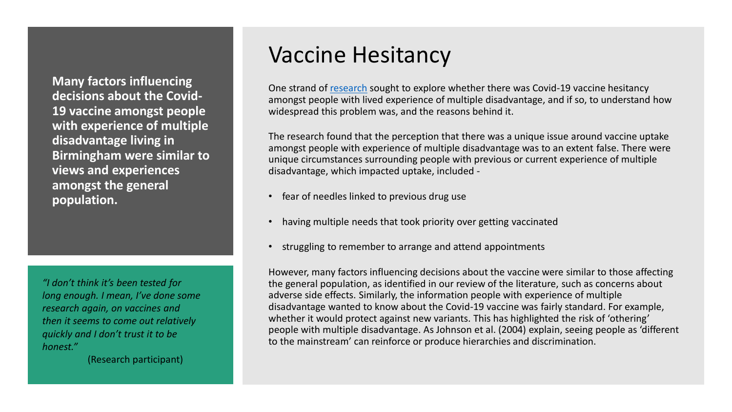**Many factors influencing decisions about the Covid-19 vaccine amongst people with experience of multiple disadvantage living in Birmingham were similar to views and experiences amongst the general population.**

*"I don't think it's been tested for long enough. I mean, I've done some research again, on vaccines and then it seems to come out relatively quickly and I don't trust it to be honest."*

(Research participant)

# Vaccine Hesitancy

One strand of research sought to explore whether there was Covid-19 vaccine hesitancy amongst people with lived experience of multiple disadvantage, and if so, to understand how widespread this problem was, and the reasons behind it.

The research found that the perception that there was a unique issue around vaccine uptake amongst people with experience of multiple disadvantage was to an extent false. There were unique circumstances surrounding people with previous or current experience of multiple disadvantage, which impacted uptake, included -

- fear of needles linked to previous drug use
- having multiple needs that took priority over getting vaccinated
- struggling to remember to arrange and attend appointments

However, many factors influencing decisions about the vaccine were similar to those affecting the general population, as identified in our review of the literature, such as concerns about adverse side effects. Similarly, the information people with experience of multiple disadvantage wanted to know about the Covid-19 vaccine was fairly standard. For example, whether it would protect against new variants. This has highlighted the risk of 'othering' people with multiple disadvantage. As Johnson et al. (2004) explain, seeing people as 'different to the mainstream' can reinforce or produce hierarchies and discrimination.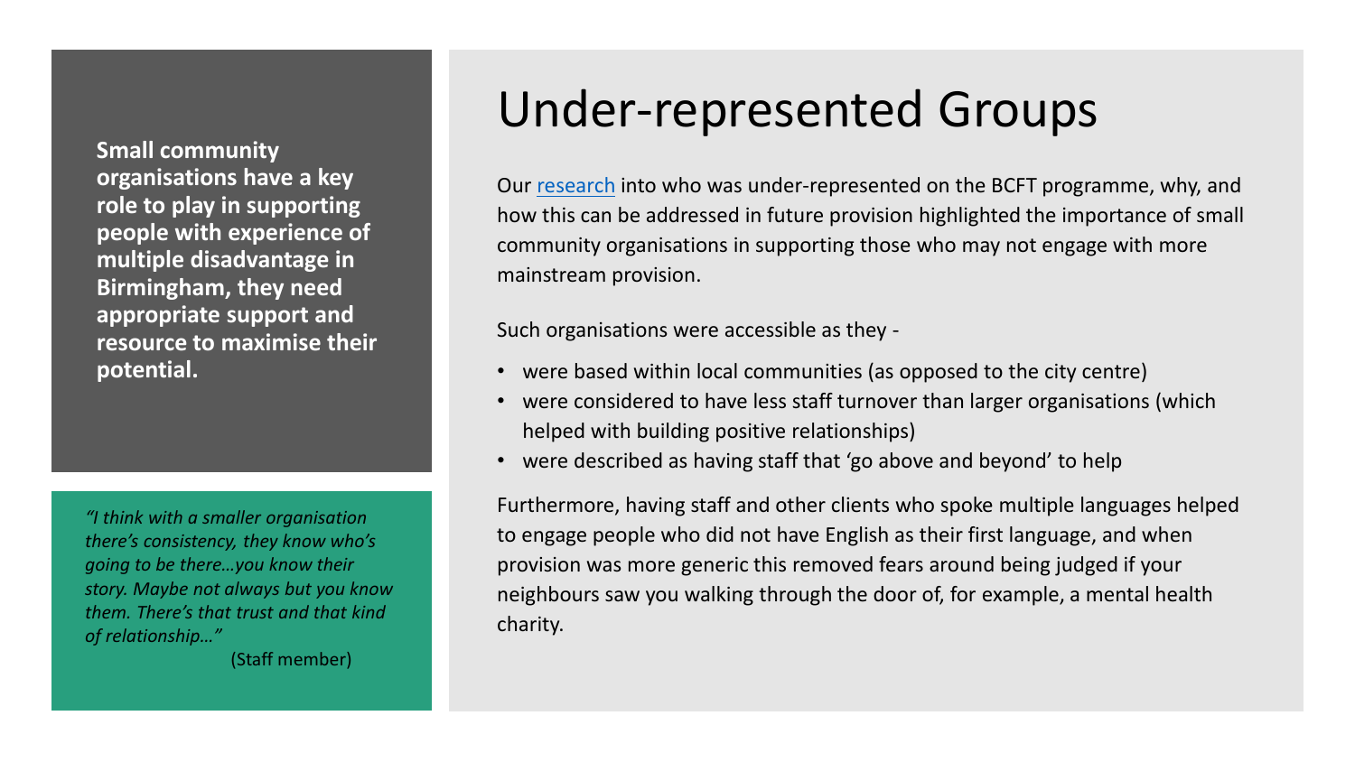# Under-represented Groups

**Small community organisations have a key role to play in supporting people with experience of multiple disadvantage in Birmingham, they need appropriate support and resource to maximise their potential.**

Our [research](research) into who was under-represented on the BCFT programme, why, and how this can be addressed in future provision highlighted the importance of small community organisations in supporting those who may not engage with more mainstream provision.

Such organisations were accessible as they -

- were based within local communities (as opposed to the city centre)
- were considered to have less staff turnover than larger organisations (which helped with building positive relationships)
- were described as having staff that 'go above and beyond' to help

Furthermore, having staff and other clients who spoke multiple languages helped to engage people who did not have English as their first language, and when provision was more generic this removed fears around being judged if your neighbours saw you walking through the door of, for example, a mental health charity.

*"I think with a smaller organisation there's consistency, they know who's going to be there…you know their story. Maybe not always but you know them. There's that trust and that kind of relationship…"*

(Staff member)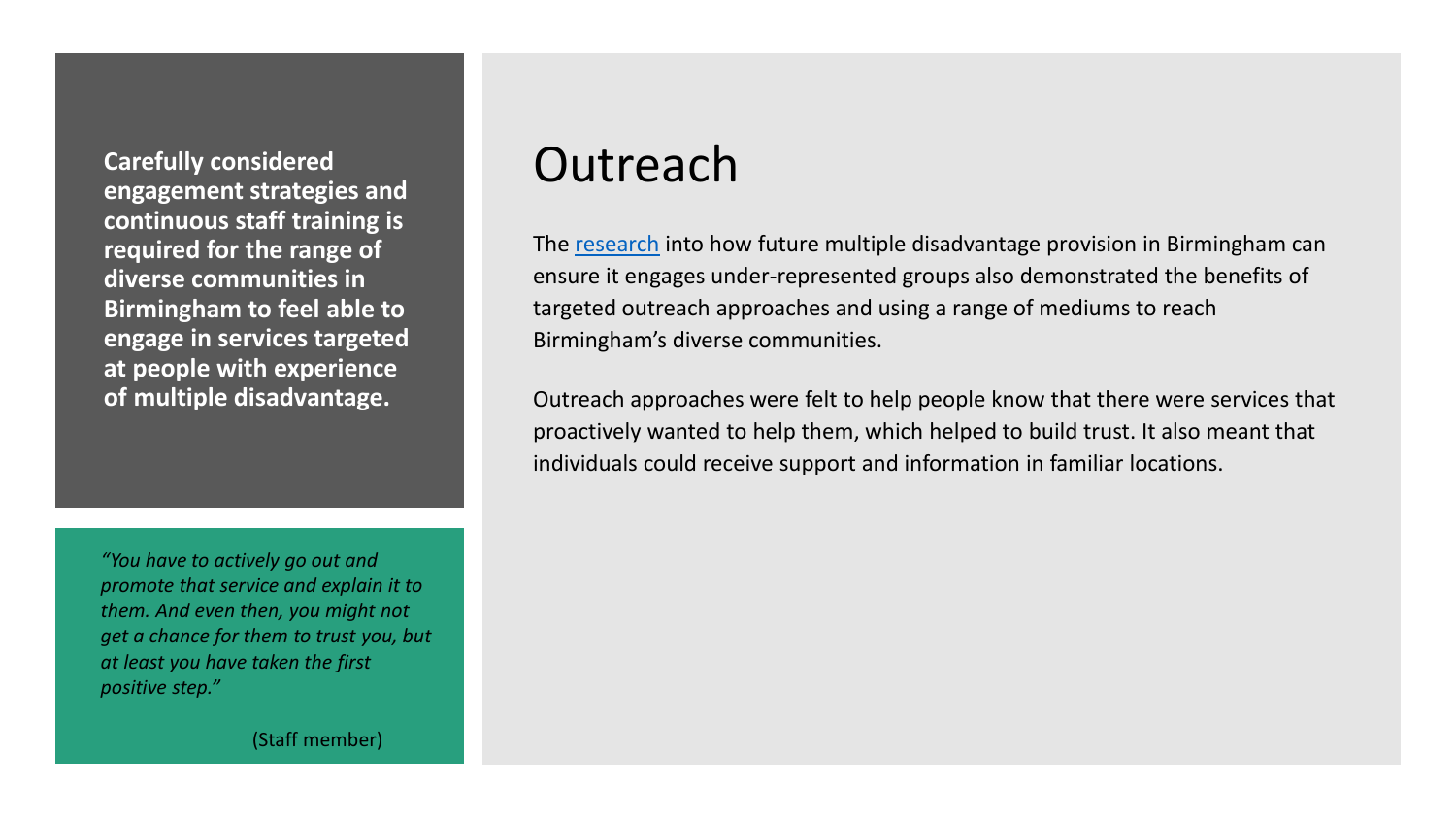**Carefully considered engagement strategies and continuous staff training is required for the range of diverse communities in Birmingham to feel able to engage in services targeted at people with experience of multiple disadvantage.**

*"You have to actively go out and promote that service and explain it to them. And even then, you might not get a chance for them to trust you, but at least you have taken the first positive step."*

(Staff member)

# Outreach

The research into how future multiple disadvantage provision in Birmingham can ensure it engages under-represented groups also demonstrated the benefits of targeted outreach approaches and using a range of mediums to reach Birmingham's diverse communities.

Outreach approaches were felt to help people know that there were services that proactively wanted to help them, which helped to build trust. It also meant that individuals could receive support and information in familiar locations.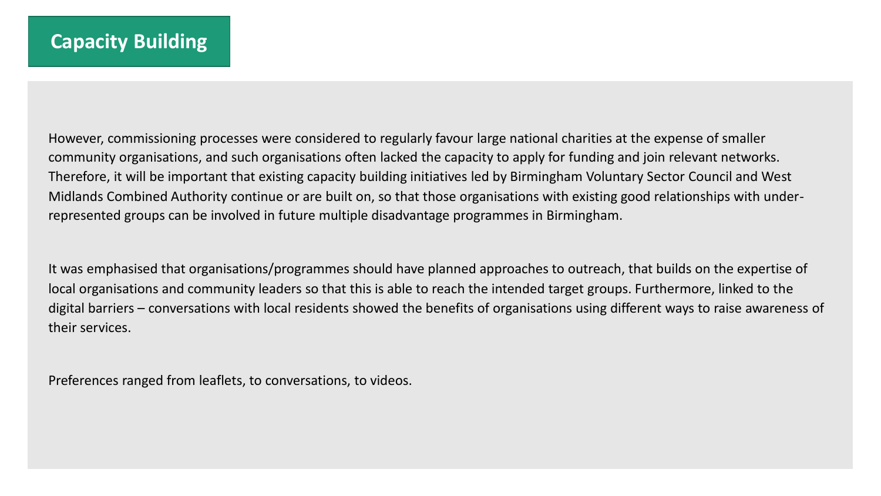## Capacity Building

However, commissioning processes were considered to regularly favour large national charities at the expense of smaller community organisations, and such organisations often lacked the capacity to apply for funding and join relevant networks. Therefore, it will be important that existing capacity building initiatives led by Birmingham Voluntary Sector Council and West Midlands Combined Authority continue or are built on, so that those organisations with existing good relationships with under-represented groups can be involved in future multiple disadvantage programmes in Birmingham.

It was emphasised that organisations/programmes should have planned approaches to outreach, that builds on the expertise of local organisations and community leaders so that this is able to reach the intended target groups. Furthermore, linked to the digital barriers – conversations with local residents showed the benefits of organisations using different ways to raise awareness of their services.

Preferences ranged from leaflets, to conversations, to videos.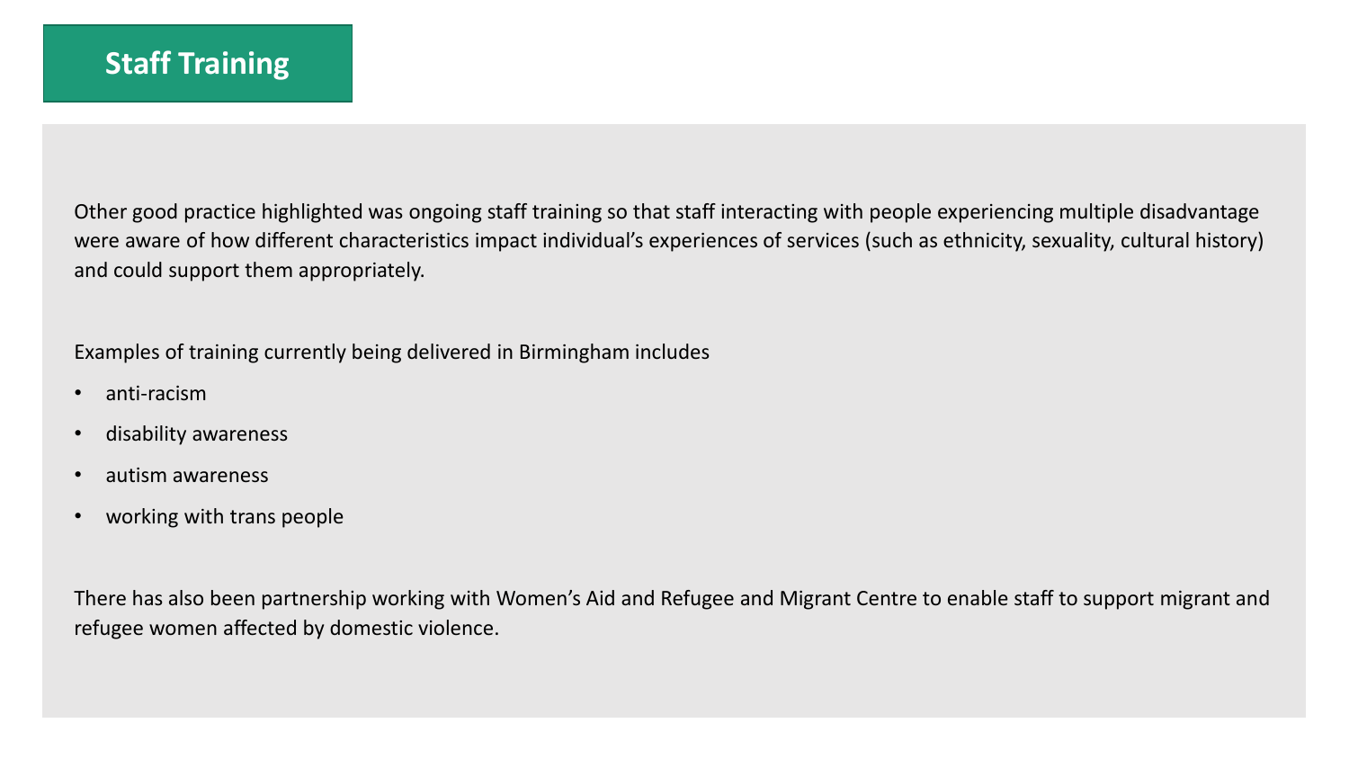# Staff Training

Other good practice highlighted was ongoing staff training so that staff interacting with people experiencing multiple disadvantage were aware of how different characteristics impact individual's experiences of services (such as ethnicity, sexuality, cultural history) and could support them appropriately.

Examples of training currently being delivered in Birmingham includes

- anti-racism
- disability awareness
- autism awareness
- working with trans people

There has also been partnership working with Women's Aid and Refugee and Migrant Centre to enable staff to support migrant and refugee women affected by domestic violence.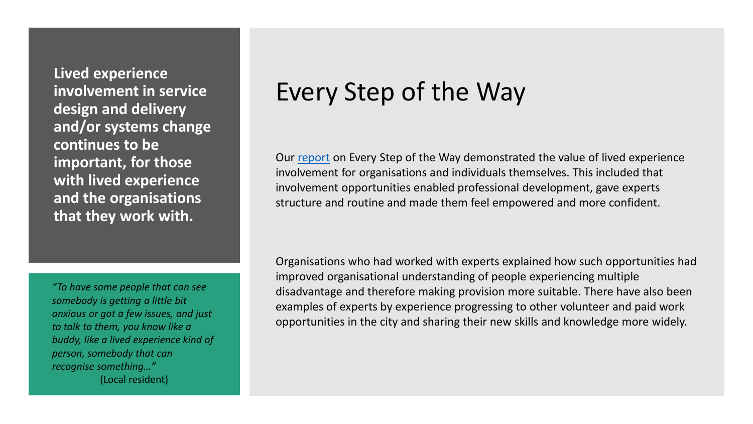**Lived experience involvement in service design and delivery and/or systems change continues to be important, for those with lived experience and the organisations that they work with.**

*"To have some people that can see somebody is getting a little bit anxious or got a few issues, and just to talk to them, you know like a buddy, like a lived experience kind of person, somebody that can recognise something…"*
(Local resident)

# Every Step of the Way

Our report on Every Step of the Way demonstrated the value of lived experience involvement for organisations and individuals themselves. This included that involvement opportunities enabled professional development, gave experts structure and routine and made them feel empowered and more confident.

Organisations who had worked with experts explained how such opportunities had improved organisational understanding of people experiencing multiple disadvantage and therefore making provision more suitable. There have also been examples of experts by experience progressing to other volunteer and paid work opportunities in the city and sharing their new skills and knowledge more widely.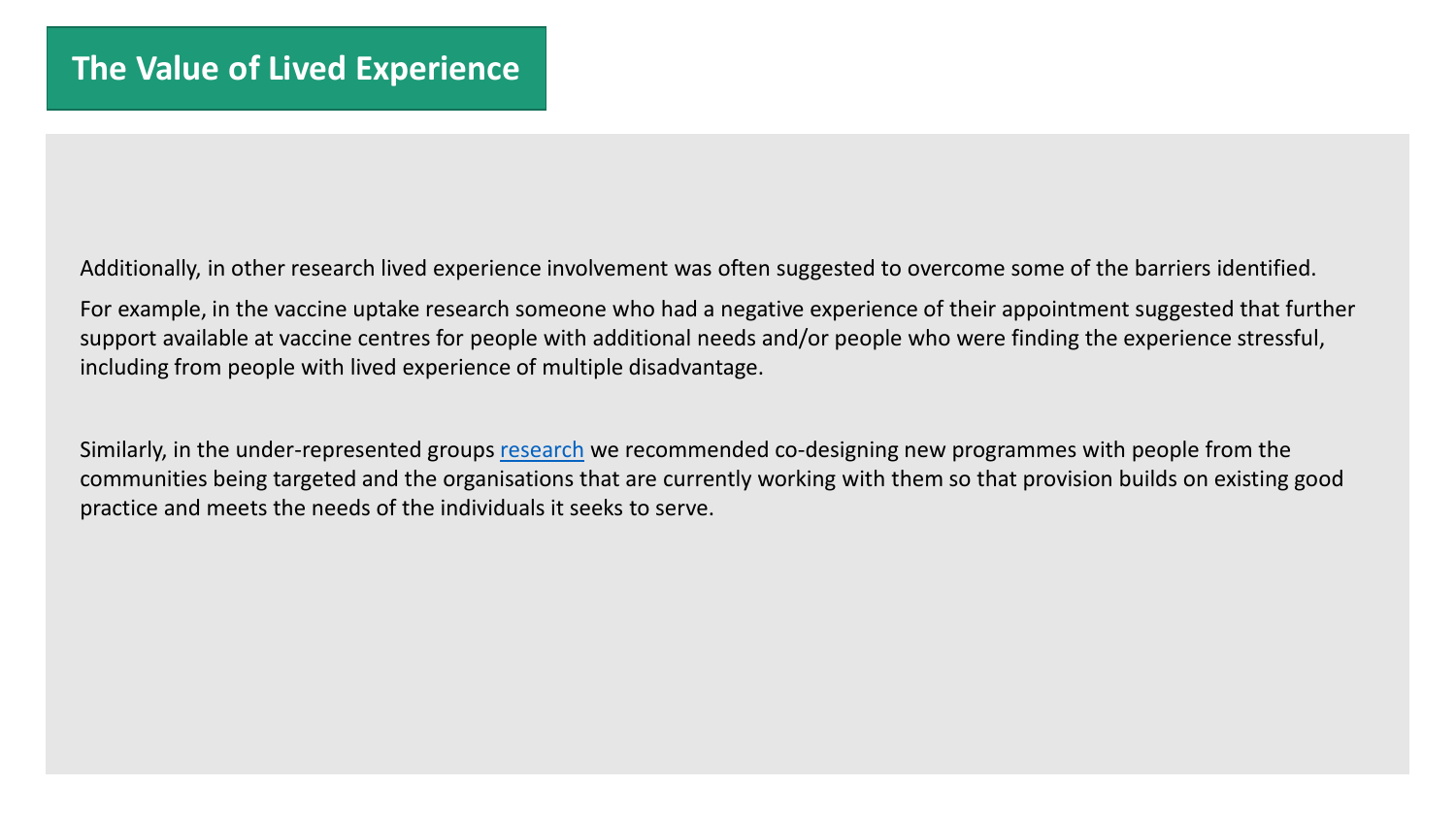# The Value of Lived Experience

Additionally, in other research lived experience involvement was often suggested to overcome some of the barriers identified.

For example, in the vaccine uptake research someone who had a negative experience of their appointment suggested that further support available at vaccine centres for people with additional needs and/or people who were finding the experience stressful, including from people with lived experience of multiple disadvantage.

Similarly, in the under-represented groups research we recommended co-designing new programmes with people from the communities being targeted and the organisations that are currently working with them so that provision builds on existing good practice and meets the needs of the individuals it seeks to serve.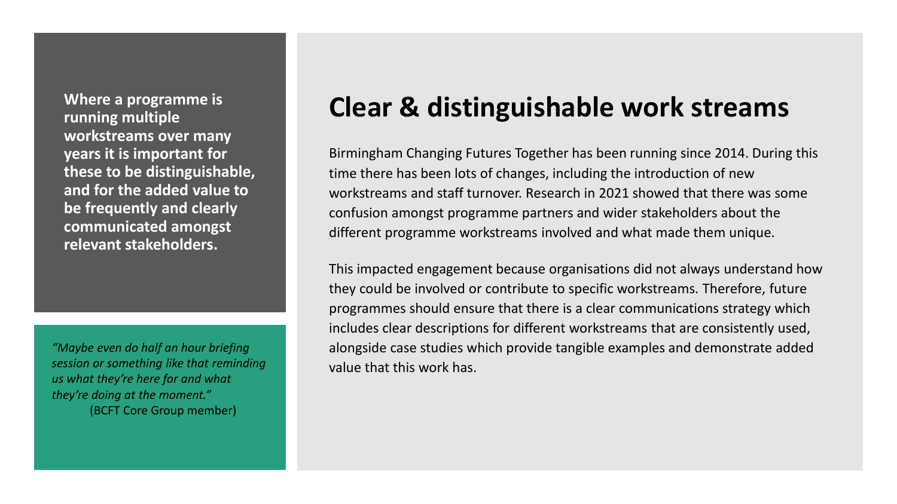**Where a programme is running multiple workstreams over many years it is important for these to be distinguishable, and for the added value to be frequently and clearly communicated amongst relevant stakeholders.**

*"Maybe even do half an hour briefing session or something like that reminding us what they're here for and what they're doing at the moment."*
(BCFT Core Group member)

# Clear & distinguishable work streams

Birmingham Changing Futures Together has been running since 2014. During this time there has been lots of changes, including the introduction of new workstreams and staff turnover. Research in 2021 showed that there was some confusion amongst programme partners and wider stakeholders about the different programme workstreams involved and what made them unique.

This impacted engagement because organisations did not always understand how they could be involved or contribute to specific workstreams. Therefore, future programmes should ensure that there is a clear communications strategy which includes clear descriptions for different workstreams that are consistently used, alongside case studies which provide tangible examples and demonstrate added value that this work has.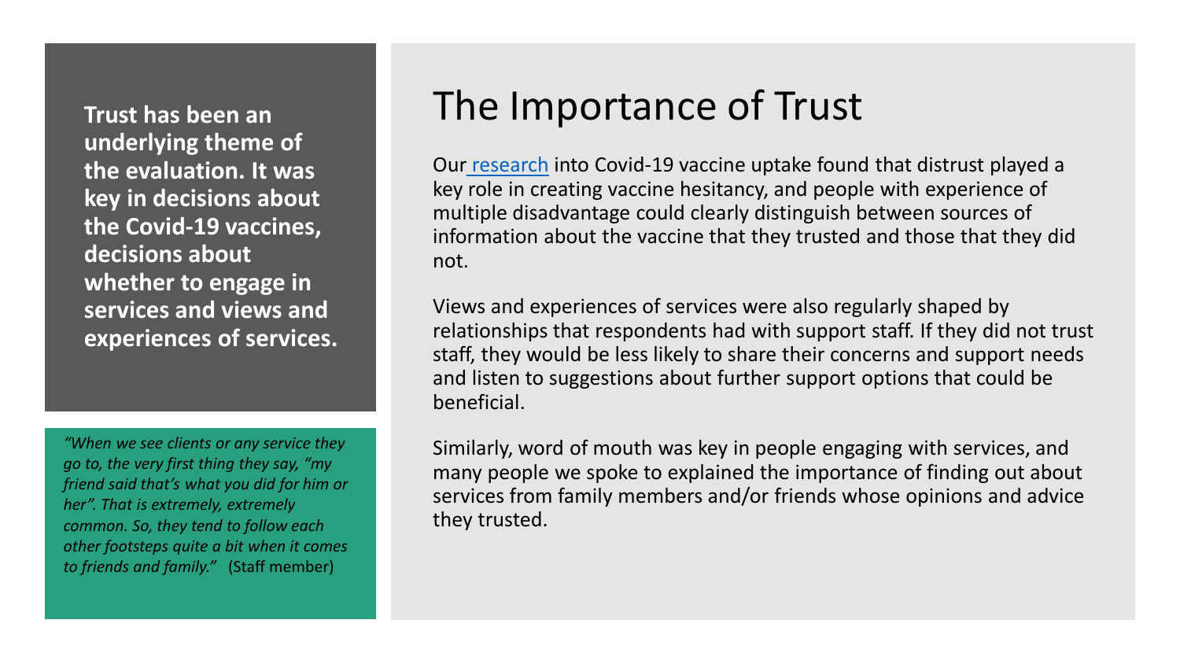**Trust has been an underlying theme of the evaluation. It was key in decisions about the Covid-19 vaccines, decisions about whether to engage in services and views and experiences of services.**

*"When we see clients or any service they go to, the very first thing they say, "my friend said that's what you did for him or her". That is extremely, extremely common. So, they tend to follow each other footsteps quite a bit when it comes to friends and family."* (Staff member)

# The Importance of Trust

Our research into Covid-19 vaccine uptake found that distrust played a key role in creating vaccine hesitancy, and people with experience of multiple disadvantage could clearly distinguish between sources of information about the vaccine that they trusted and those that they did not.

Views and experiences of services were also regularly shaped by relationships that respondents had with support staff. If they did not trust staff, they would be less likely to share their concerns and support needs and listen to suggestions about further support options that could be beneficial.

Similarly, word of mouth was key in people engaging with services, and many people we spoke to explained the importance of finding out about services from family members and/or friends whose opinions and advice they trusted.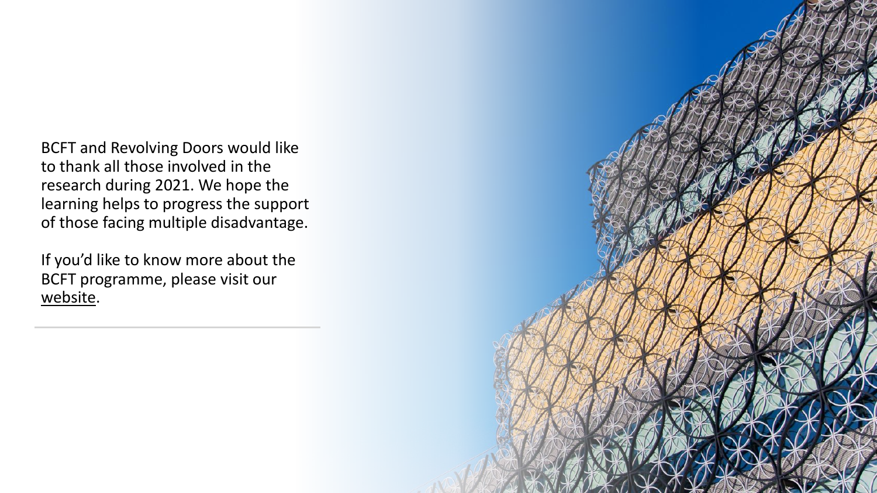BCFT and Revolving Doors would like to thank all those involved in the research during 2021. We hope the learning helps to progress the support of those facing multiple disadvantage.

If you'd like to know more about the BCFT programme, please visit our website.